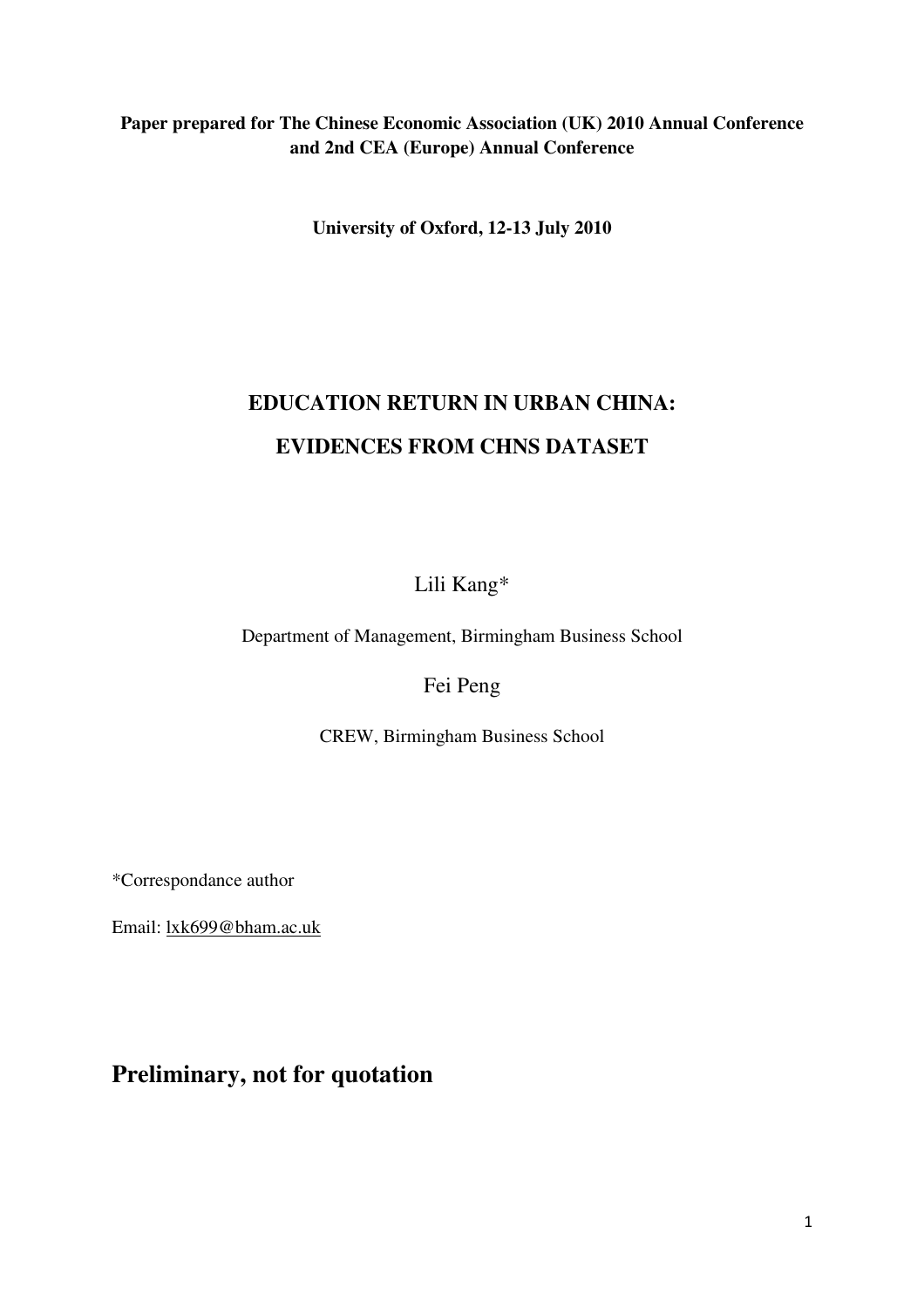**Paper prepared for The Chinese Economic Association (UK) 2010 Annual Conference and 2nd CEA (Europe) Annual Conference**

**University of Oxford, 12-13 July 2010**

# EDUCATION RETURN IN URBAN CHINA: EVIDENCES FROM CHNS DATASET

Lili Kang*

Department of Management, Birmingham Business School

Fei Peng

CREW, Birmingham Business School

*Correspondance author

Email: lxk699@bham.ac.uk

## Preliminary, not for quotation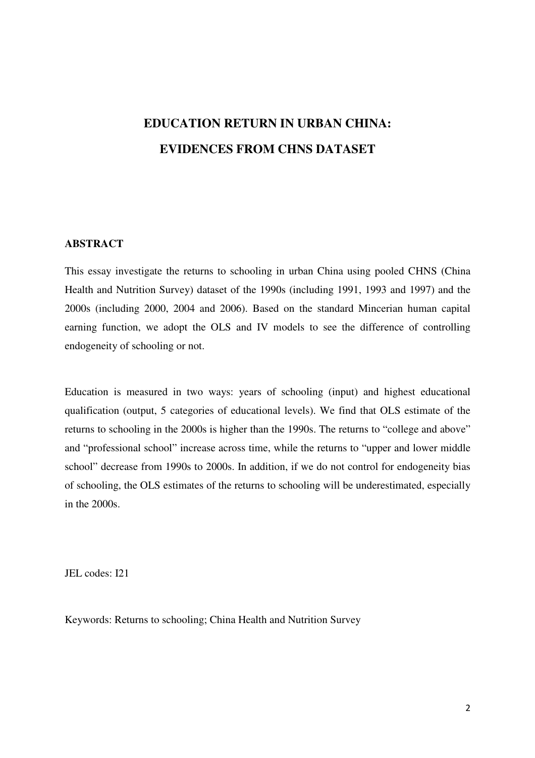# EDUCATION RETURN IN URBAN CHINA: EVIDENCES FROM CHNS DATASET

## ABSTRACT

This essay investigate the returns to schooling in urban China using pooled CHNS (China Health and Nutrition Survey) dataset of the 1990s (including 1991, 1993 and 1997) and the 2000s (including 2000, 2004 and 2006). Based on the standard Mincerian human capital earning function, we adopt the OLS and IV models to see the difference of controlling endogeneity of schooling or not.

Education is measured in two ways: years of schooling (input) and highest educational qualification (output, 5 categories of educational levels). We find that OLS estimate of the returns to schooling in the 2000s is higher than the 1990s. The returns to "college and above" and "professional school" increase across time, while the returns to "upper and lower middle school" decrease from 1990s to 2000s. In addition, if we do not control for endogeneity bias of schooling, the OLS estimates of the returns to schooling will be underestimated, especially in the 2000s.

JEL codes: I21

Keywords: Returns to schooling; China Health and Nutrition Survey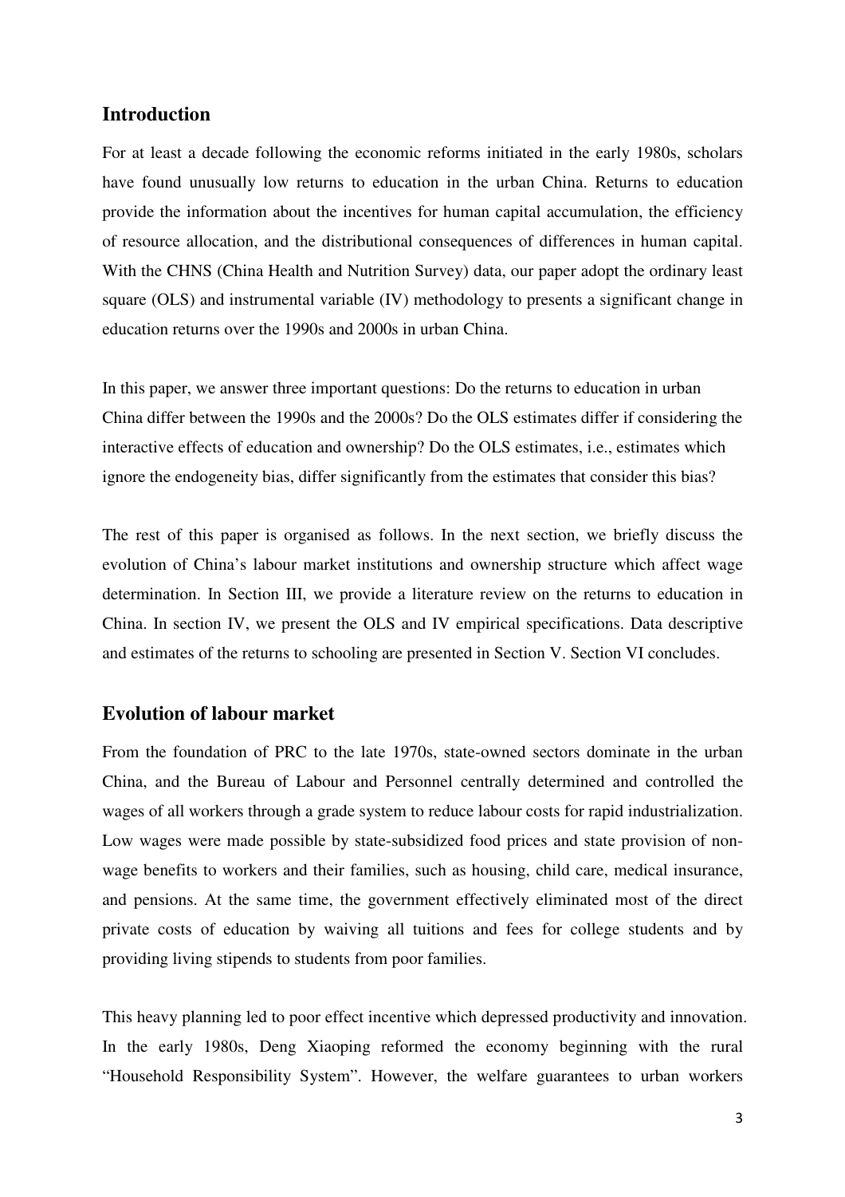## Introduction

For at least a decade following the economic reforms initiated in the early 1980s, scholars have found unusually low returns to education in the urban China. Returns to education provide the information about the incentives for human capital accumulation, the efficiency of resource allocation, and the distributional consequences of differences in human capital. With the CHNS (China Health and Nutrition Survey) data, our paper adopt the ordinary least square (OLS) and instrumental variable (IV) methodology to presents a significant change in education returns over the 1990s and 2000s in urban China.

In this paper, we answer three important questions: Do the returns to education in urban China differ between the 1990s and the 2000s? Do the OLS estimates differ if considering the interactive effects of education and ownership? Do the OLS estimates, i.e., estimates which ignore the endogeneity bias, differ significantly from the estimates that consider this bias?

The rest of this paper is organised as follows. In the next section, we briefly discuss the evolution of China's labour market institutions and ownership structure which affect wage determination. In Section III, we provide a literature review on the returns to education in China. In section IV, we present the OLS and IV empirical specifications. Data descriptive and estimates of the returns to schooling are presented in Section V. Section VI concludes.

## Evolution of labour market

From the foundation of PRC to the late 1970s, state-owned sectors dominate in the urban China, and the Bureau of Labour and Personnel centrally determined and controlled the wages of all workers through a grade system to reduce labour costs for rapid industrialization. Low wages were made possible by state-subsidized food prices and state provision of non-wage benefits to workers and their families, such as housing, child care, medical insurance, and pensions. At the same time, the government effectively eliminated most of the direct private costs of education by waiving all tuitions and fees for college students and by providing living stipends to students from poor families.

This heavy planning led to poor effect incentive which depressed productivity and innovation. In the early 1980s, Deng Xiaoping reformed the economy beginning with the rural "Household Responsibility System". However, the welfare guarantees to urban workers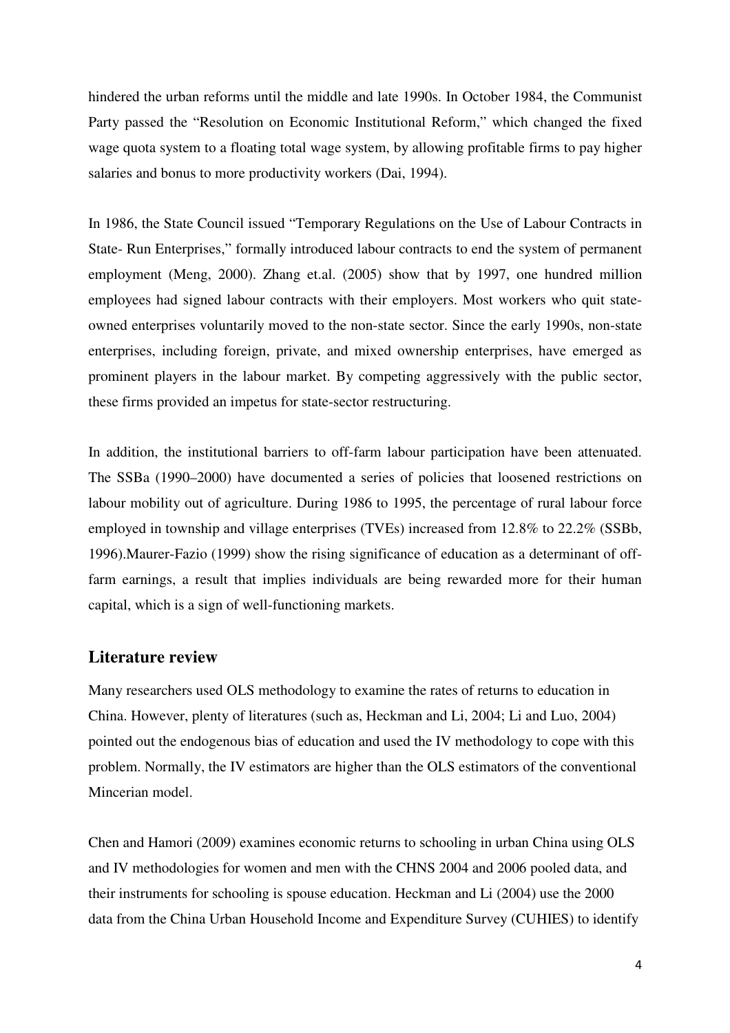hindered the urban reforms until the middle and late 1990s. In October 1984, the Communist Party passed the "Resolution on Economic Institutional Reform," which changed the fixed wage quota system to a floating total wage system, by allowing profitable firms to pay higher salaries and bonus to more productivity workers (Dai, 1994).

In 1986, the State Council issued "Temporary Regulations on the Use of Labour Contracts in State- Run Enterprises," formally introduced labour contracts to end the system of permanent employment (Meng, 2000). Zhang et.al. (2005) show that by 1997, one hundred million employees had signed labour contracts with their employers. Most workers who quit state-owned enterprises voluntarily moved to the non-state sector. Since the early 1990s, non-state enterprises, including foreign, private, and mixed ownership enterprises, have emerged as prominent players in the labour market. By competing aggressively with the public sector, these firms provided an impetus for state-sector restructuring.

In addition, the institutional barriers to off-farm labour participation have been attenuated. The SSBa (1990–2000) have documented a series of policies that loosened restrictions on labour mobility out of agriculture. During 1986 to 1995, the percentage of rural labour force employed in township and village enterprises (TVEs) increased from 12.8% to 22.2% (SSBb, 1996).Maurer-Fazio (1999) show the rising significance of education as a determinant of off-farm earnings, a result that implies individuals are being rewarded more for their human capital, which is a sign of well-functioning markets.

## Literature review

Many researchers used OLS methodology to examine the rates of returns to education in China. However, plenty of literatures (such as, Heckman and Li, 2004; Li and Luo, 2004) pointed out the endogenous bias of education and used the IV methodology to cope with this problem. Normally, the IV estimators are higher than the OLS estimators of the conventional Mincerian model.

Chen and Hamori (2009) examines economic returns to schooling in urban China using OLS and IV methodologies for women and men with the CHNS 2004 and 2006 pooled data, and their instruments for schooling is spouse education. Heckman and Li (2004) use the 2000 data from the China Urban Household Income and Expenditure Survey (CUHIES) to identify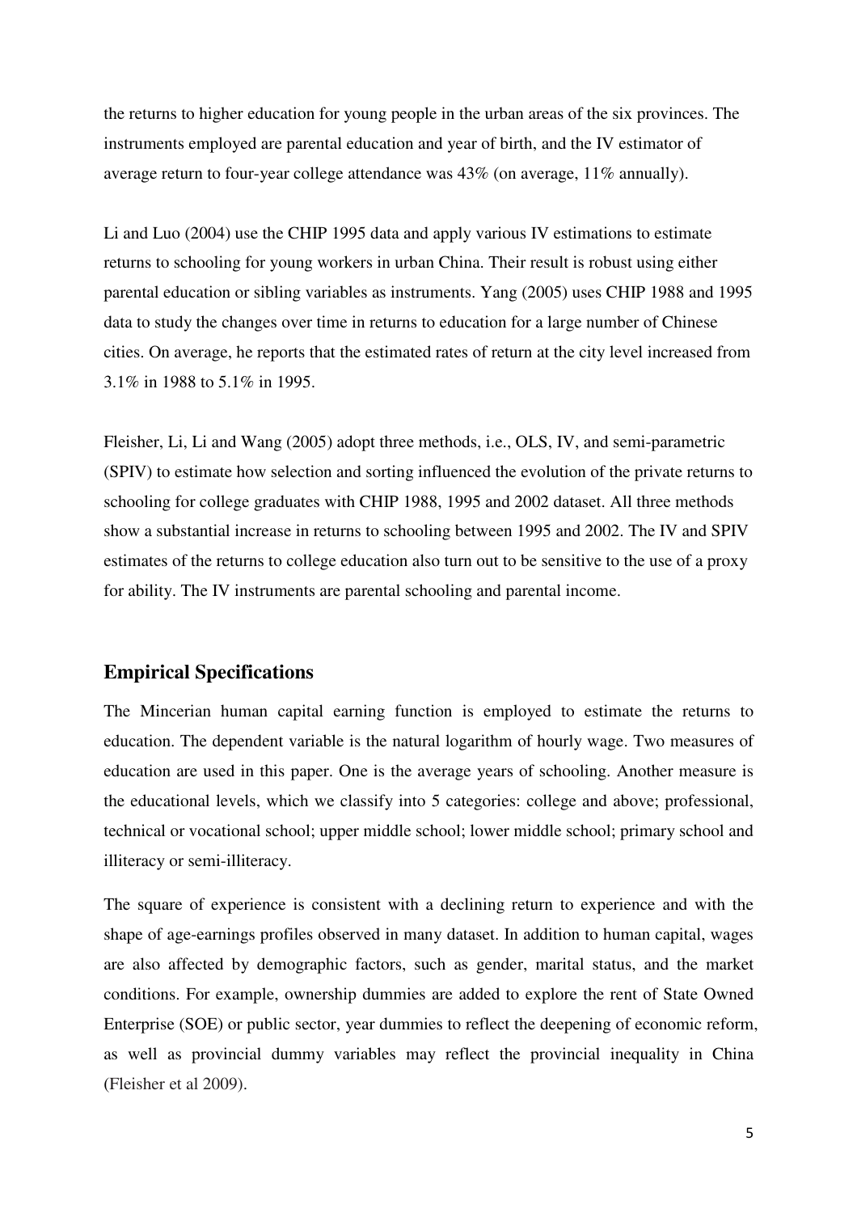the returns to higher education for young people in the urban areas of the six provinces. The instruments employed are parental education and year of birth, and the IV estimator of average return to four-year college attendance was 43% (on average, 11% annually).

Li and Luo (2004) use the CHIP 1995 data and apply various IV estimations to estimate returns to schooling for young workers in urban China. Their result is robust using either parental education or sibling variables as instruments. Yang (2005) uses CHIP 1988 and 1995 data to study the changes over time in returns to education for a large number of Chinese cities. On average, he reports that the estimated rates of return at the city level increased from 3.1% in 1988 to 5.1% in 1995.

Fleisher, Li, Li and Wang (2005) adopt three methods, i.e., OLS, IV, and semi-parametric (SPIV) to estimate how selection and sorting influenced the evolution of the private returns to schooling for college graduates with CHIP 1988, 1995 and 2002 dataset. All three methods show a substantial increase in returns to schooling between 1995 and 2002. The IV and SPIV estimates of the returns to college education also turn out to be sensitive to the use of a proxy for ability. The IV instruments are parental schooling and parental income.

## Empirical Specifications

The Mincerian human capital earning function is employed to estimate the returns to education. The dependent variable is the natural logarithm of hourly wage. Two measures of education are used in this paper. One is the average years of schooling. Another measure is the educational levels, which we classify into 5 categories: college and above; professional, technical or vocational school; upper middle school; lower middle school; primary school and illiteracy or semi-illiteracy.

The square of experience is consistent with a declining return to experience and with the shape of age-earnings profiles observed in many dataset. In addition to human capital, wages are also affected by demographic factors, such as gender, marital status, and the market conditions. For example, ownership dummies are added to explore the rent of State Owned Enterprise (SOE) or public sector, year dummies to reflect the deepening of economic reform, as well as provincial dummy variables may reflect the provincial inequality in China (Fleisher et al 2009).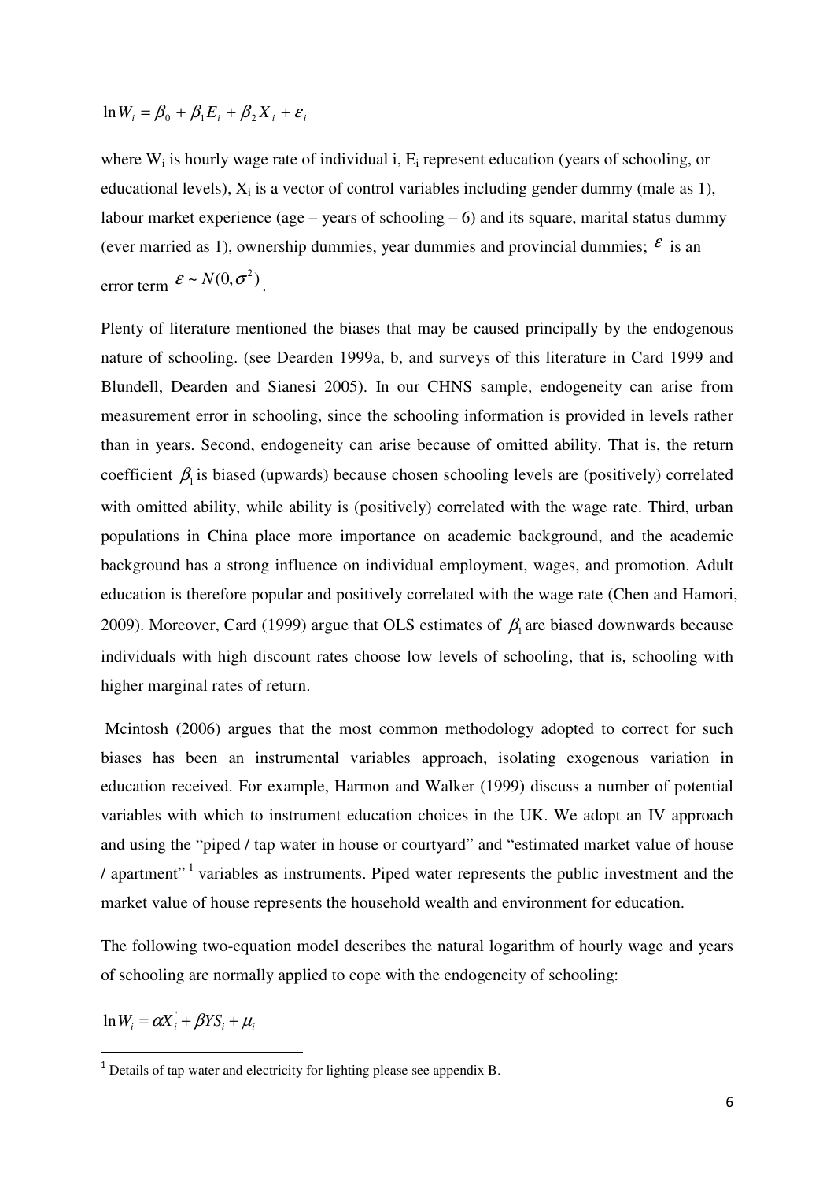$$\ln W_i = \beta_0 + \beta_1 E_i + \beta_2 X_i + \varepsilon_i$$

where $W_i$ is hourly wage rate of individual i, $E_i$ represent education (years of schooling, or educational levels), $X_i$ is a vector of control variables including gender dummy (male as 1), labour market experience (age – years of schooling – 6) and its square, marital status dummy (ever married as 1), ownership dummies, year dummies and provincial dummies; $\varepsilon$ is an error term $\varepsilon \sim N(0, \sigma^2)$.

Plenty of literature mentioned the biases that may be caused principally by the endogenous nature of schooling. (see Dearden 1999a, b, and surveys of this literature in Card 1999 and Blundell, Dearden and Sianesi 2005). In our CHNS sample, endogeneity can arise from measurement error in schooling, since the schooling information is provided in levels rather than in years. Second, endogeneity can arise because of omitted ability. That is, the return coefficient $\beta_1$ is biased (upwards) because chosen schooling levels are (positively) correlated with omitted ability, while ability is (positively) correlated with the wage rate. Third, urban populations in China place more importance on academic background, and the academic background has a strong influence on individual employment, wages, and promotion. Adult education is therefore popular and positively correlated with the wage rate (Chen and Hamori, 2009). Moreover, Card (1999) argue that OLS estimates of $\beta_1$ are biased downwards because individuals with high discount rates choose low levels of schooling, that is, schooling with higher marginal rates of return.

Mcintosh (2006) argues that the most common methodology adopted to correct for such biases has been an instrumental variables approach, isolating exogenous variation in education received. For example, Harmon and Walker (1999) discuss a number of potential variables with which to instrument education choices in the UK. We adopt an IV approach and using the "piped / tap water in house or courtyard" and "estimated market value of house / apartment" [1] variables as instruments. Piped water represents the public investment and the market value of house represents the household wealth and environment for education.

The following two-equation model describes the natural logarithm of hourly wage and years of schooling are normally applied to cope with the endogeneity of schooling:

$$\ln W_i = \alpha X_i^{'} + \beta Y S_i + \mu_i$$

[1] Details of tap water and electricity for lighting please see appendix B.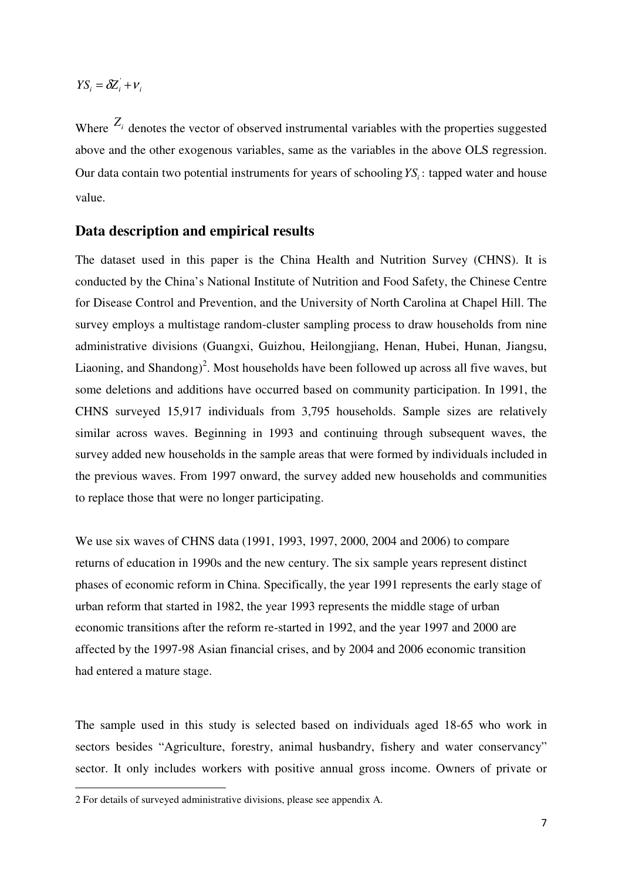$$YS_i = \delta Z_i^{'} + \nu_i$$

Where $Z_i$ denotes the vector of observed instrumental variables with the properties suggested above and the other exogenous variables, same as the variables in the above OLS regression. Our data contain two potential instruments for years of schooling $YS_i$: tapped water and house value.

## Data description and empirical results

The dataset used in this paper is the China Health and Nutrition Survey (CHNS). It is conducted by the China's National Institute of Nutrition and Food Safety, the Chinese Centre for Disease Control and Prevention, and the University of North Carolina at Chapel Hill. The survey employs a multistage random-cluster sampling process to draw households from nine administrative divisions (Guangxi, Guizhou, Heilongjiang, Henan, Hubei, Hunan, Jiangsu, Liaoning, and Shandong)[2]. Most households have been followed up across all five waves, but some deletions and additions have occurred based on community participation. In 1991, the CHNS surveyed 15,917 individuals from 3,795 households. Sample sizes are relatively similar across waves. Beginning in 1993 and continuing through subsequent waves, the survey added new households in the sample areas that were formed by individuals included in the previous waves. From 1997 onward, the survey added new households and communities to replace those that were no longer participating.

We use six waves of CHNS data (1991, 1993, 1997, 2000, 2004 and 2006) to compare returns of education in 1990s and the new century. The six sample years represent distinct phases of economic reform in China. Specifically, the year 1991 represents the early stage of urban reform that started in 1982, the year 1993 represents the middle stage of urban economic transitions after the reform re-started in 1992, and the year 1997 and 2000 are affected by the 1997-98 Asian financial crises, and by 2004 and 2006 economic transition had entered a mature stage.

The sample used in this study is selected based on individuals aged 18-65 who work in sectors besides "Agriculture, forestry, animal husbandry, fishery and water conservancy" sector. It only includes workers with positive annual gross income. Owners of private or

---

2 For details of surveyed administrative divisions, please see appendix A.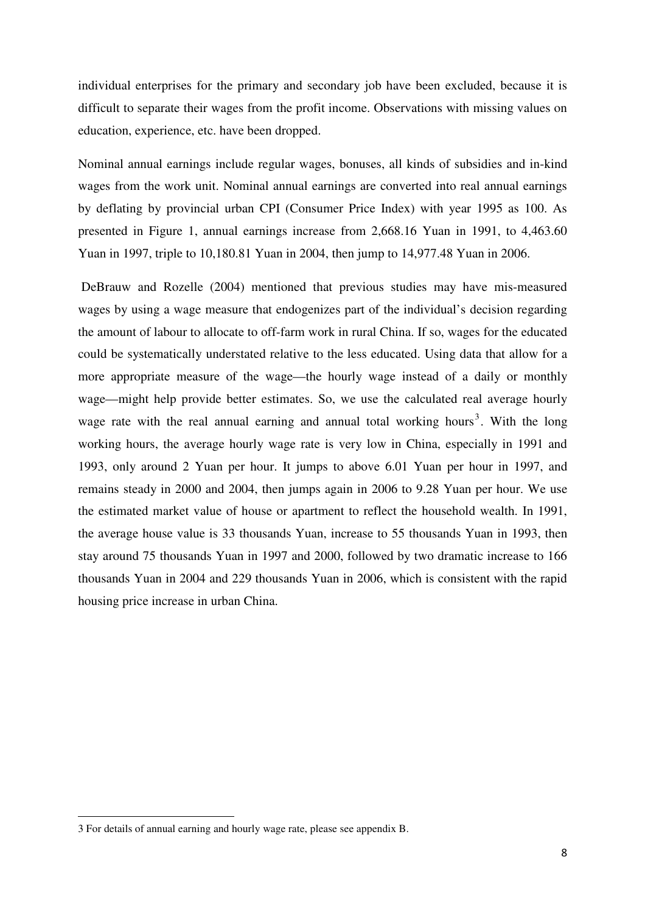individual enterprises for the primary and secondary job have been excluded, because it is difficult to separate their wages from the profit income. Observations with missing values on education, experience, etc. have been dropped.

Nominal annual earnings include regular wages, bonuses, all kinds of subsidies and in-kind wages from the work unit. Nominal annual earnings are converted into real annual earnings by deflating by provincial urban CPI (Consumer Price Index) with year 1995 as 100. As presented in Figure 1, annual earnings increase from 2,668.16 Yuan in 1991, to 4,463.60 Yuan in 1997, triple to 10,180.81 Yuan in 2004, then jump to 14,977.48 Yuan in 2006.

DeBrauw and Rozelle (2004) mentioned that previous studies may have mis-measured wages by using a wage measure that endogenizes part of the individual's decision regarding the amount of labour to allocate to off-farm work in rural China. If so, wages for the educated could be systematically understated relative to the less educated. Using data that allow for a more appropriate measure of the wage—the hourly wage instead of a daily or monthly wage—might help provide better estimates. So, we use the calculated real average hourly wage rate with the real annual earning and annual total working hours[3]. With the long working hours, the average hourly wage rate is very low in China, especially in 1991 and 1993, only around 2 Yuan per hour. It jumps to above 6.01 Yuan per hour in 1997, and remains steady in 2000 and 2004, then jumps again in 2006 to 9.28 Yuan per hour. We use the estimated market value of house or apartment to reflect the household wealth. In 1991, the average house value is 33 thousands Yuan, increase to 55 thousands Yuan in 1993, then stay around 75 thousands Yuan in 1997 and 2000, followed by two dramatic increase to 166 thousands Yuan in 2004 and 229 thousands Yuan in 2006, which is consistent with the rapid housing price increase in urban China.

---

3 For details of annual earning and hourly wage rate, please see appendix B.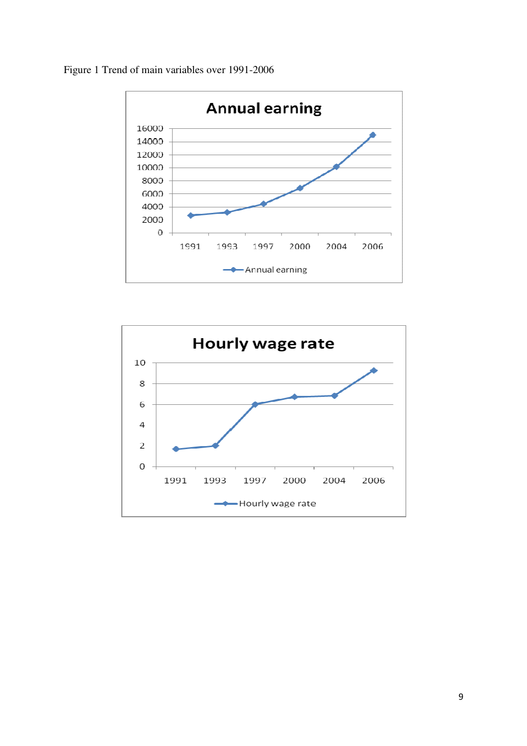Figure 1 Trend of main variables over 1991-2006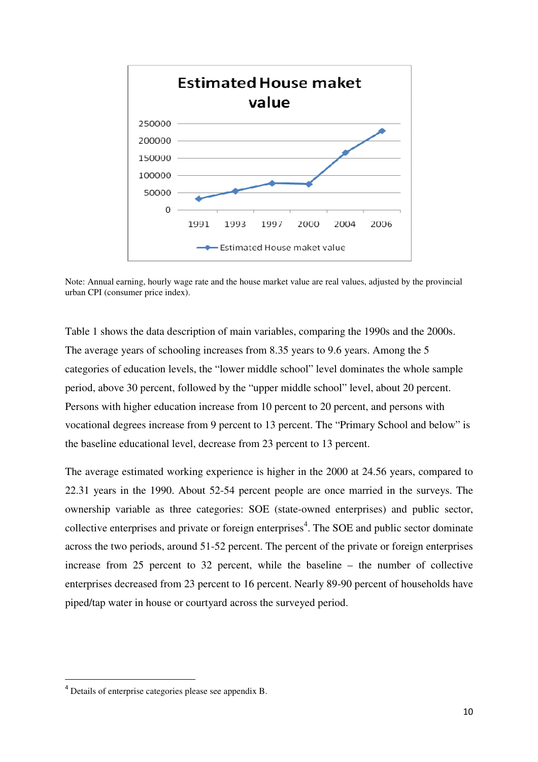Note: Annual earning, hourly wage rate and the house market value are real values, adjusted by the provincial urban CPI (consumer price index).

Table 1 shows the data description of main variables, comparing the 1990s and the 2000s. The average years of schooling increases from 8.35 years to 9.6 years. Among the 5 categories of education levels, the "lower middle school" level dominates the whole sample period, above 30 percent, followed by the "upper middle school" level, about 20 percent. Persons with higher education increase from 10 percent to 20 percent, and persons with vocational degrees increase from 9 percent to 13 percent. The "Primary School and below" is the baseline educational level, decrease from 23 percent to 13 percent.

The average estimated working experience is higher in the 2000 at 24.56 years, compared to 22.31 years in the 1990. About 52-54 percent people are once married in the surveys. The ownership variable as three categories: SOE (state-owned enterprises) and public sector, collective enterprises and private or foreign enterprises[4]. The SOE and public sector dominate across the two periods, around 51-52 percent. The percent of the private or foreign enterprises increase from 25 percent to 32 percent, while the baseline – the number of collective enterprises decreased from 23 percent to 16 percent. Nearly 89-90 percent of households have piped/tap water in house or courtyard across the surveyed period.

[4] Details of enterprise categories please see appendix B.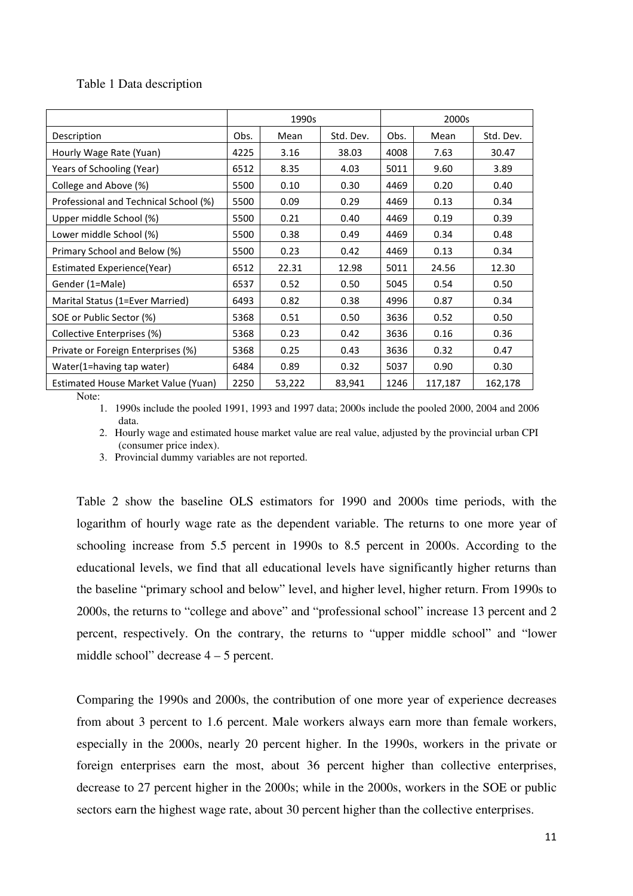Table 1 Data description

| | 1990s | | | 2000s | | |
|---|---|---|---|---|---|---|
| Description | Obs. | Mean | Std. Dev. | Obs. | Mean | Std. Dev. |
| Hourly Wage Rate (Yuan) | 4225 | 3.16 | 38.03 | 4008 | 7.63 | 30.47 |
| Years of Schooling (Year) | 6512 | 8.35 | 4.03 | 5011 | 9.60 | 3.89 |
| College and Above (%) | 5500 | 0.10 | 0.30 | 4469 | 0.20 | 0.40 |
| Professional and Technical School (%) | 5500 | 0.09 | 0.29 | 4469 | 0.13 | 0.34 |
| Upper middle School (%) | 5500 | 0.21 | 0.40 | 4469 | 0.19 | 0.39 |
| Lower middle School (%) | 5500 | 0.38 | 0.49 | 4469 | 0.34 | 0.48 |
| Primary School and Below (%) | 5500 | 0.23 | 0.42 | 4469 | 0.13 | 0.34 |
| Estimated Experience(Year) | 6512 | 22.31 | 12.98 | 5011 | 24.56 | 12.30 |
| Gender (1=Male) | 6537 | 0.52 | 0.50 | 5045 | 0.54 | 0.50 |
| Marital Status (1=Ever Married) | 6493 | 0.82 | 0.38 | 4996 | 0.87 | 0.34 |
| SOE or Public Sector (%) | 5368 | 0.51 | 0.50 | 3636 | 0.52 | 0.50 |
| Collective Enterprises (%) | 5368 | 0.23 | 0.42 | 3636 | 0.16 | 0.36 |
| Private or Foreign Enterprises (%) | 5368 | 0.25 | 0.43 | 3636 | 0.32 | 0.47 |
| Water(1=having tap water) | 6484 | 0.89 | 0.32 | 5037 | 0.90 | 0.30 |
| Estimated House Market Value (Yuan) | 2250 | 53,222 | 83,941 | 1246 | 117,187 | 162,178 |

Note:

1. 1990s include the pooled 1991, 1993 and 1997 data; 2000s include the pooled 2000, 2004 and 2006 data.
2. Hourly wage and estimated house market value are real value, adjusted by the provincial urban CPI (consumer price index).
3. Provincial dummy variables are not reported.

Table 2 show the baseline OLS estimators for 1990 and 2000s time periods, with the logarithm of hourly wage rate as the dependent variable. The returns to one more year of schooling increase from 5.5 percent in 1990s to 8.5 percent in 2000s. According to the educational levels, we find that all educational levels have significantly higher returns than the baseline "primary school and below" level, and higher level, higher return. From 1990s to 2000s, the returns to "college and above" and "professional school" increase 13 percent and 2 percent, respectively. On the contrary, the returns to "upper middle school" and "lower middle school" decrease 4 – 5 percent.

Comparing the 1990s and 2000s, the contribution of one more year of experience decreases from about 3 percent to 1.6 percent. Male workers always earn more than female workers, especially in the 2000s, nearly 20 percent higher. In the 1990s, workers in the private or foreign enterprises earn the most, about 36 percent higher than collective enterprises, decrease to 27 percent higher in the 2000s; while in the 2000s, workers in the SOE or public sectors earn the highest wage rate, about 30 percent higher than the collective enterprises.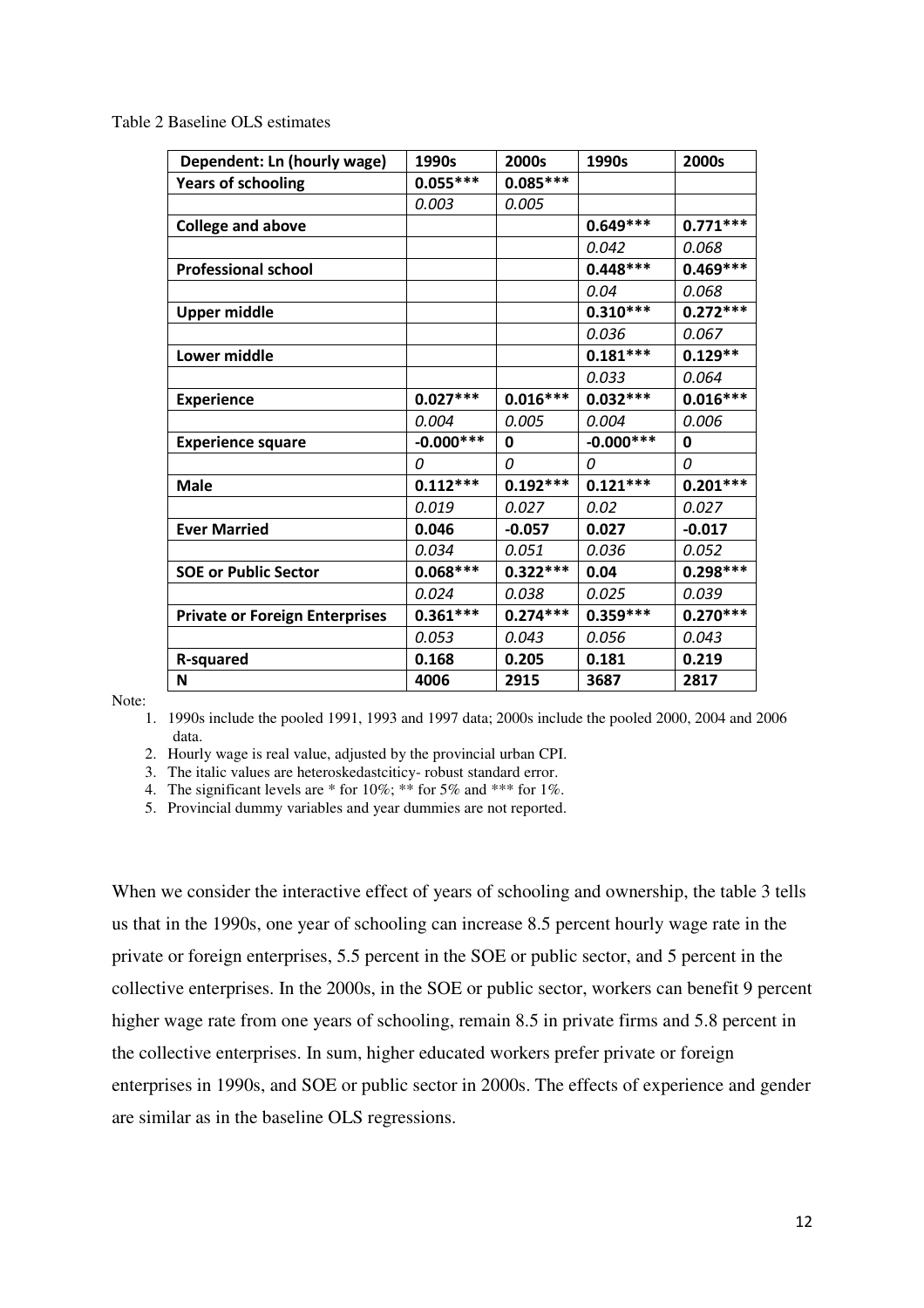Table 2 Baseline OLS estimates

| Dependent: Ln (hourly wage) | 1990s | 2000s | 1990s | 2000s |
|---|---|---|---|---|
| **Years of schooling** | **0.055*** ** | **0.085*** ** | | |
| | *0.003* | *0.005* | | |
| **College and above** | | | **0.649*** ** | **0.771*** ** |
| | | | *0.042* | *0.068* |
| **Professional school** | | | **0.448*** ** | **0.469*** ** |
| | | | *0.04* | *0.068* |
| **Upper middle** | | | **0.310*** ** | **0.272*** ** |
| | | | *0.036* | *0.067* |
| **Lower middle** | | | **0.181*** ** | **0.129** ** |
| | | | *0.033* | *0.064* |
| **Experience** | **0.027*** ** | **0.016*** ** | **0.032*** ** | **0.016*** ** |
| | *0.004* | *0.005* | *0.004* | *0.006* |
| **Experience square** | **-0.000*** ** | **0** | **-0.000*** ** | **0** |
| | *0* | *0* | *0* | *0* |
| **Male** | **0.112*** ** | **0.192*** ** | **0.121*** ** | **0.201*** ** |
| | *0.019* | *0.027* | *0.02* | *0.027* |
| **Ever Married** | **0.046** | **-0.057** | **0.027** | **-0.017** |
| | *0.034* | *0.051* | *0.036* | *0.052* |
| **SOE or Public Sector** | **0.068*** ** | **0.322*** ** | **0.04** | **0.298*** ** |
| | *0.024* | *0.038* | *0.025* | *0.039* |
| **Private or Foreign Enterprises** | **0.361*** ** | **0.274*** ** | **0.359*** ** | **0.270*** ** |
| | *0.053* | *0.043* | *0.056* | *0.043* |
| **R-squared** | **0.168** | **0.205** | **0.181** | **0.219** |
| **N** | **4006** | **2915** | **3687** | **2817** |

Note:

1. 1990s include the pooled 1991, 1993 and 1997 data; 2000s include the pooled 2000, 2004 and 2006 data.
2. Hourly wage is real value, adjusted by the provincial urban CPI.
3. The italic values are heteroskedastciticy- robust standard error.
4. The significant levels are * for 10%; ** for 5% and *** for 1%.
5. Provincial dummy variables and year dummies are not reported.

When we consider the interactive effect of years of schooling and ownership, the table 3 tells us that in the 1990s, one year of schooling can increase 8.5 percent hourly wage rate in the private or foreign enterprises, 5.5 percent in the SOE or public sector, and 5 percent in the collective enterprises. In the 2000s, in the SOE or public sector, workers can benefit 9 percent higher wage rate from one years of schooling, remain 8.5 in private firms and 5.8 percent in the collective enterprises. In sum, higher educated workers prefer private or foreign enterprises in 1990s, and SOE or public sector in 2000s. The effects of experience and gender are similar as in the baseline OLS regressions.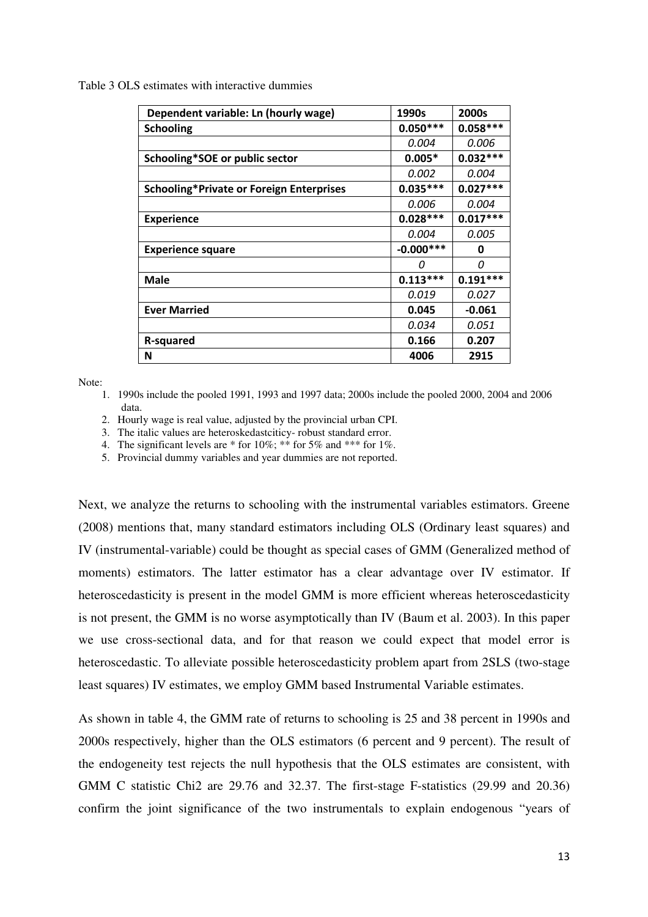Table 3 OLS estimates with interactive dummies

| Dependent variable: Ln (hourly wage) | 1990s | 2000s |
|---|---|---|
| **Schooling** | **0.050*****| **0.058***** |
| | *0.004* | *0.006* |
| **Schooling*SOE or public sector** | **0.005*** | **0.032***** |
| | *0.002* | *0.004* |
| **Schooling*Private or Foreign Enterprises** | **0.035***** | **0.027***** |
| | *0.006* | *0.004* |
| **Experience** | **0.028***** | **0.017***** |
| | *0.004* | *0.005* |
| **Experience square** | **-0.000***** | **0** |
| | *0* | *0* |
| **Male** | **0.113***** | **0.191***** |
| | *0.019* | *0.027* |
| **Ever Married** | **0.045** | **-0.061** |
| | *0.034* | *0.051* |
| **R-squared** | **0.166** | **0.207** |
| **N** | **4006** | **2915** |

Note:

1. 1990s include the pooled 1991, 1993 and 1997 data; 2000s include the pooled 2000, 2004 and 2006 data.
2. Hourly wage is real value, adjusted by the provincial urban CPI.
3. The italic values are heteroskedastciticy- robust standard error.
4. The significant levels are * for 10%; ** for 5% and *** for 1%.
5. Provincial dummy variables and year dummies are not reported.

Next, we analyze the returns to schooling with the instrumental variables estimators. Greene (2008) mentions that, many standard estimators including OLS (Ordinary least squares) and IV (instrumental-variable) could be thought as special cases of GMM (Generalized method of moments) estimators. The latter estimator has a clear advantage over IV estimator. If heteroscedasticity is present in the model GMM is more efficient whereas heteroscedasticity is not present, the GMM is no worse asymptotically than IV (Baum et al. 2003). In this paper we use cross-sectional data, and for that reason we could expect that model error is heteroscedastic. To alleviate possible heteroscedasticity problem apart from 2SLS (two-stage least squares) IV estimates, we employ GMM based Instrumental Variable estimates.

As shown in table 4, the GMM rate of returns to schooling is 25 and 38 percent in 1990s and 2000s respectively, higher than the OLS estimators (6 percent and 9 percent). The result of the endogeneity test rejects the null hypothesis that the OLS estimates are consistent, with GMM C statistic Chi2 are 29.76 and 32.37. The first-stage F-statistics (29.99 and 20.36) confirm the joint significance of the two instrumentals to explain endogenous "years of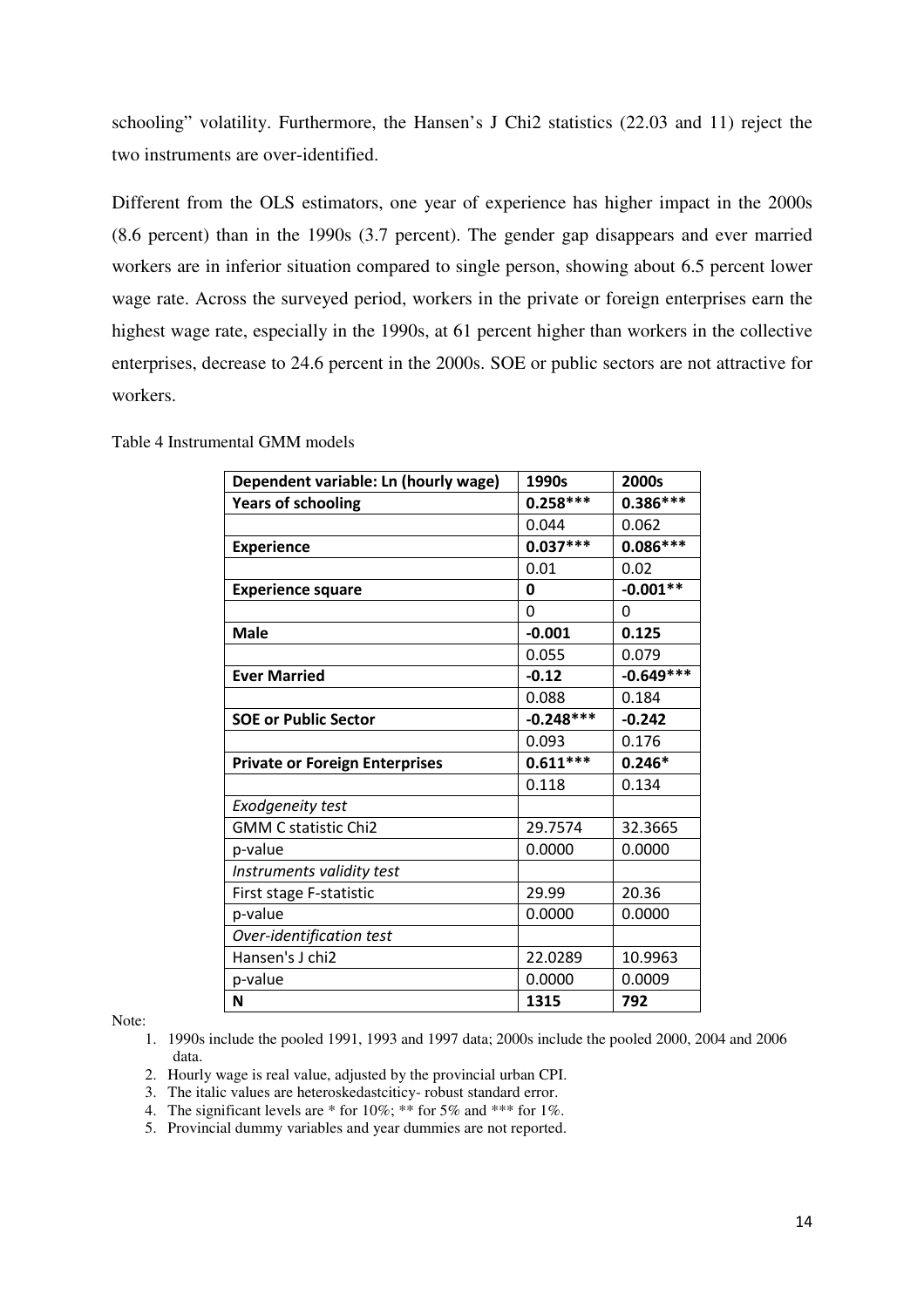schooling" volatility. Furthermore, the Hansen's J Chi2 statistics (22.03 and 11) reject the two instruments are over-identified.

Different from the OLS estimators, one year of experience has higher impact in the 2000s (8.6 percent) than in the 1990s (3.7 percent). The gender gap disappears and ever married workers are in inferior situation compared to single person, showing about 6.5 percent lower wage rate. Across the surveyed period, workers in the private or foreign enterprises earn the highest wage rate, especially in the 1990s, at 61 percent higher than workers in the collective enterprises, decrease to 24.6 percent in the 2000s. SOE or public sectors are not attractive for workers.

Table 4 Instrumental GMM models

| **Dependent variable: Ln (hourly wage)** | **1990s** | **2000s** |
|---|---|---|
| **Years of schooling** | **0.258*****| **0.386***** |
| | *0.044* | *0.062* |
| **Experience** | **0.037***** | **0.086***** |
| | *0.01* | *0.02* |
| **Experience square** | **0** | **-0.001**** |
| | *0* | *0* |
| **Male** | **-0.001** | **0.125** |
| | *0.055* | *0.079* |
| **Ever Married** | **-0.12** | **-0.649***** |
| | *0.088* | *0.184* |
| **SOE or Public Sector** | **-0.248***** | **-0.242** |
| | *0.093* | *0.176* |
| **Private or Foreign Enterprises** | **0.611***** | **0.246*** |
| | *0.118* | *0.134* |
| *Exodgeneity test* | | |
| GMM C statistic Chi2 | 29.7574 | 32.3665 |
| p-value | 0.0000 | 0.0000 |
| *Instruments validity test* | | |
| First stage F-statistic | 29.99 | 20.36 |
| p-value | 0.0000 | 0.0000 |
| *Over-identification test* | | |
| Hansen's J chi2 | 22.0289 | 10.9963 |
| p-value | 0.0000 | 0.0009 |
| **N** | **1315** | **792** |

Note:

1. 1990s include the pooled 1991, 1993 and 1997 data; 2000s include the pooled 2000, 2004 and 2006 data.
2. Hourly wage is real value, adjusted by the provincial urban CPI.
3. The italic values are heteroskedastcitity- robust standard error.
4. The significant levels are * for 10%; ** for 5% and *** for 1%.
5. Provincial dummy variables and year dummies are not reported.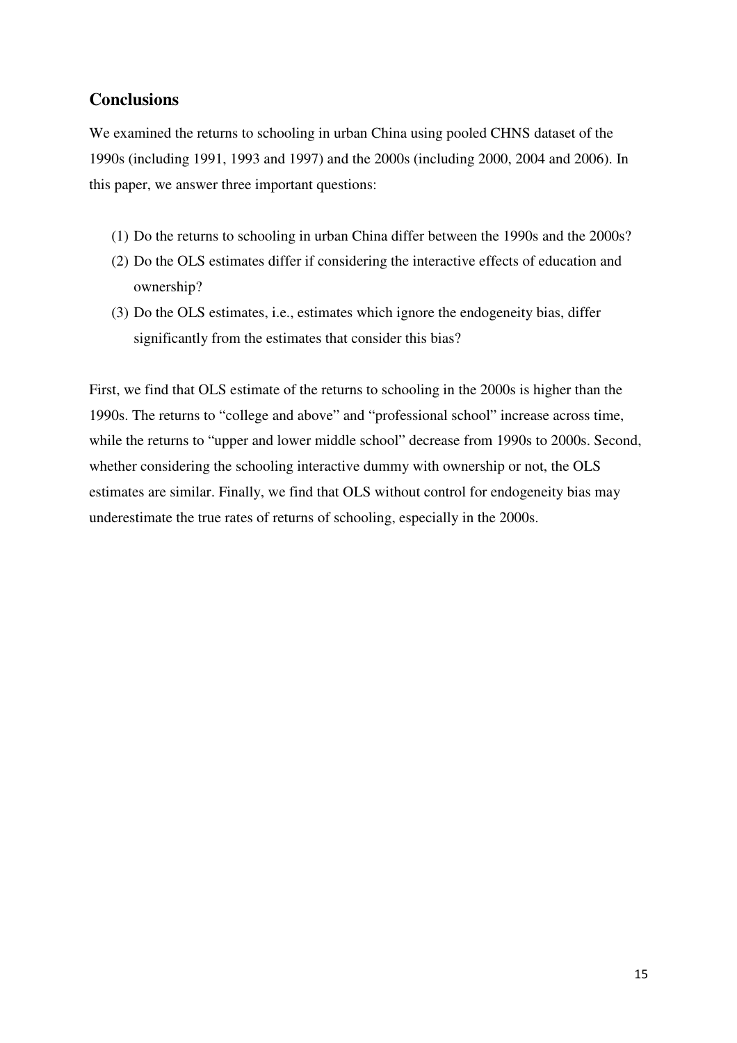## Conclusions

We examined the returns to schooling in urban China using pooled CHNS dataset of the 1990s (including 1991, 1993 and 1997) and the 2000s (including 2000, 2004 and 2006). In this paper, we answer three important questions:

(1) Do the returns to schooling in urban China differ between the 1990s and the 2000s?
(2) Do the OLS estimates differ if considering the interactive effects of education and ownership?
(3) Do the OLS estimates, i.e., estimates which ignore the endogeneity bias, differ significantly from the estimates that consider this bias?

First, we find that OLS estimate of the returns to schooling in the 2000s is higher than the 1990s. The returns to "college and above" and "professional school" increase across time, while the returns to "upper and lower middle school" decrease from 1990s to 2000s. Second, whether considering the schooling interactive dummy with ownership or not, the OLS estimates are similar. Finally, we find that OLS without control for endogeneity bias may underestimate the true rates of returns of schooling, especially in the 2000s.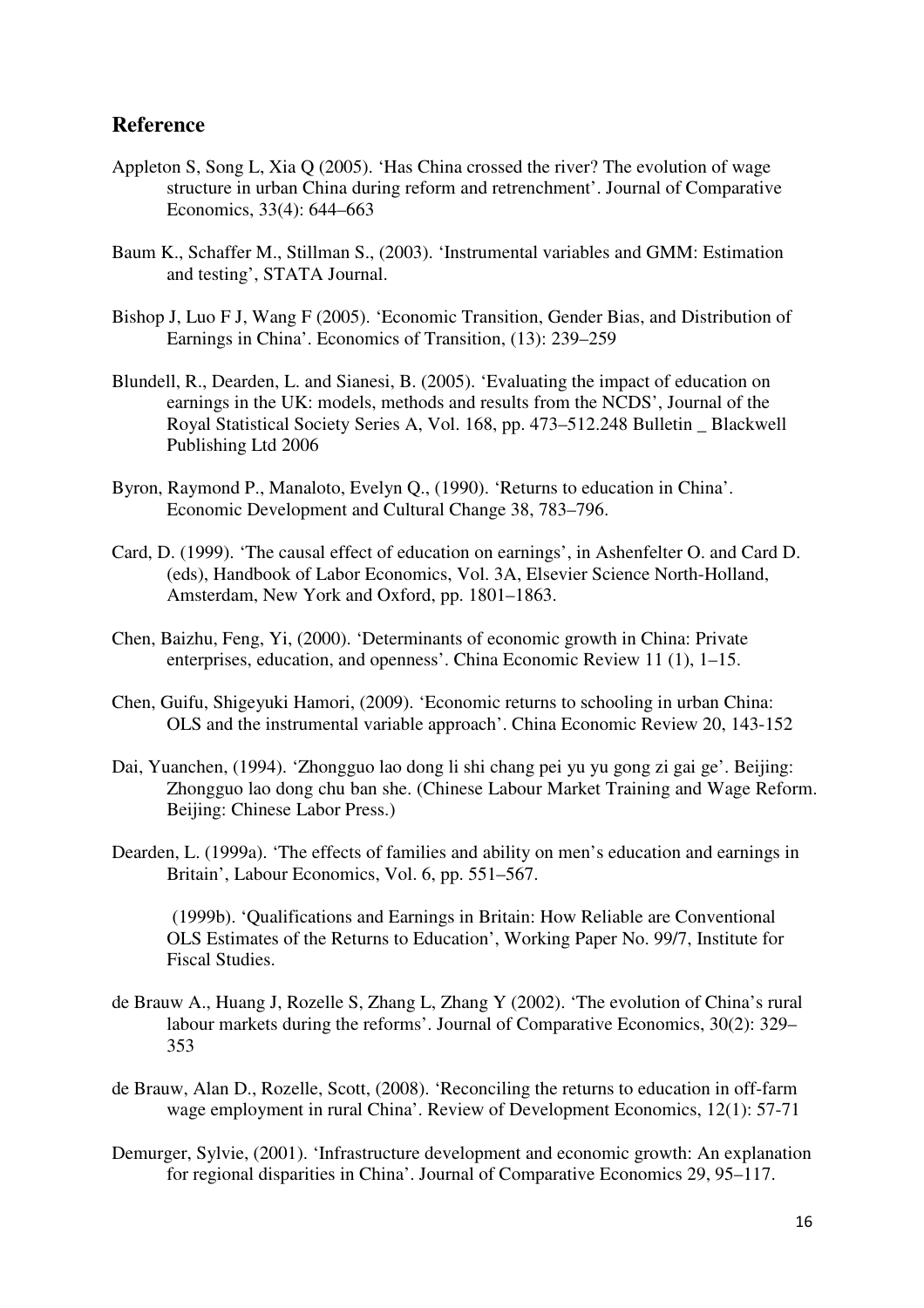## Reference

Appleton S, Song L, Xia Q (2005). 'Has China crossed the river? The evolution of wage structure in urban China during reform and retrenchment'. Journal of Comparative Economics, 33(4): 644–663

Baum K., Schaffer M., Stillman S., (2003). 'Instrumental variables and GMM: Estimation and testing', STATA Journal.

Bishop J, Luo F J, Wang F (2005). 'Economic Transition, Gender Bias, and Distribution of Earnings in China'. Economics of Transition, (13): 239–259

Blundell, R., Dearden, L. and Sianesi, B. (2005). 'Evaluating the impact of education on earnings in the UK: models, methods and results from the NCDS', Journal of the Royal Statistical Society Series A, Vol. 168, pp. 473–512.248 Bulletin _ Blackwell Publishing Ltd 2006

Byron, Raymond P., Manaloto, Evelyn Q., (1990). 'Returns to education in China'. Economic Development and Cultural Change 38, 783–796.

Card, D. (1999). 'The causal effect of education on earnings', in Ashenfelter O. and Card D. (eds), Handbook of Labor Economics, Vol. 3A, Elsevier Science North-Holland, Amsterdam, New York and Oxford, pp. 1801–1863.

Chen, Baizhu, Feng, Yi, (2000). 'Determinants of economic growth in China: Private enterprises, education, and openness'. China Economic Review 11 (1), 1–15.

Chen, Guifu, Shigeyuki Hamori, (2009). 'Economic returns to schooling in urban China: OLS and the instrumental variable approach'. China Economic Review 20, 143-152

Dai, Yuanchen, (1994). 'Zhongguo lao dong li shi chang pei yu yu gong zi gai ge'. Beijing: Zhongguo lao dong chu ban she. (Chinese Labour Market Training and Wage Reform. Beijing: Chinese Labor Press.)

Dearden, L. (1999a). 'The effects of families and ability on men's education and earnings in Britain', Labour Economics, Vol. 6, pp. 551–567.

(1999b). 'Qualifications and Earnings in Britain: How Reliable are Conventional OLS Estimates of the Returns to Education', Working Paper No. 99/7, Institute for Fiscal Studies.

de Brauw A., Huang J, Rozelle S, Zhang L, Zhang Y (2002). 'The evolution of China's rural labour markets during the reforms'. Journal of Comparative Economics, 30(2): 329–353

de Brauw, Alan D., Rozelle, Scott, (2008). 'Reconciling the returns to education in off-farm wage employment in rural China'. Review of Development Economics, 12(1): 57-71

Demurger, Sylvie, (2001). 'Infrastructure development and economic growth: An explanation for regional disparities in China'. Journal of Comparative Economics 29, 95–117.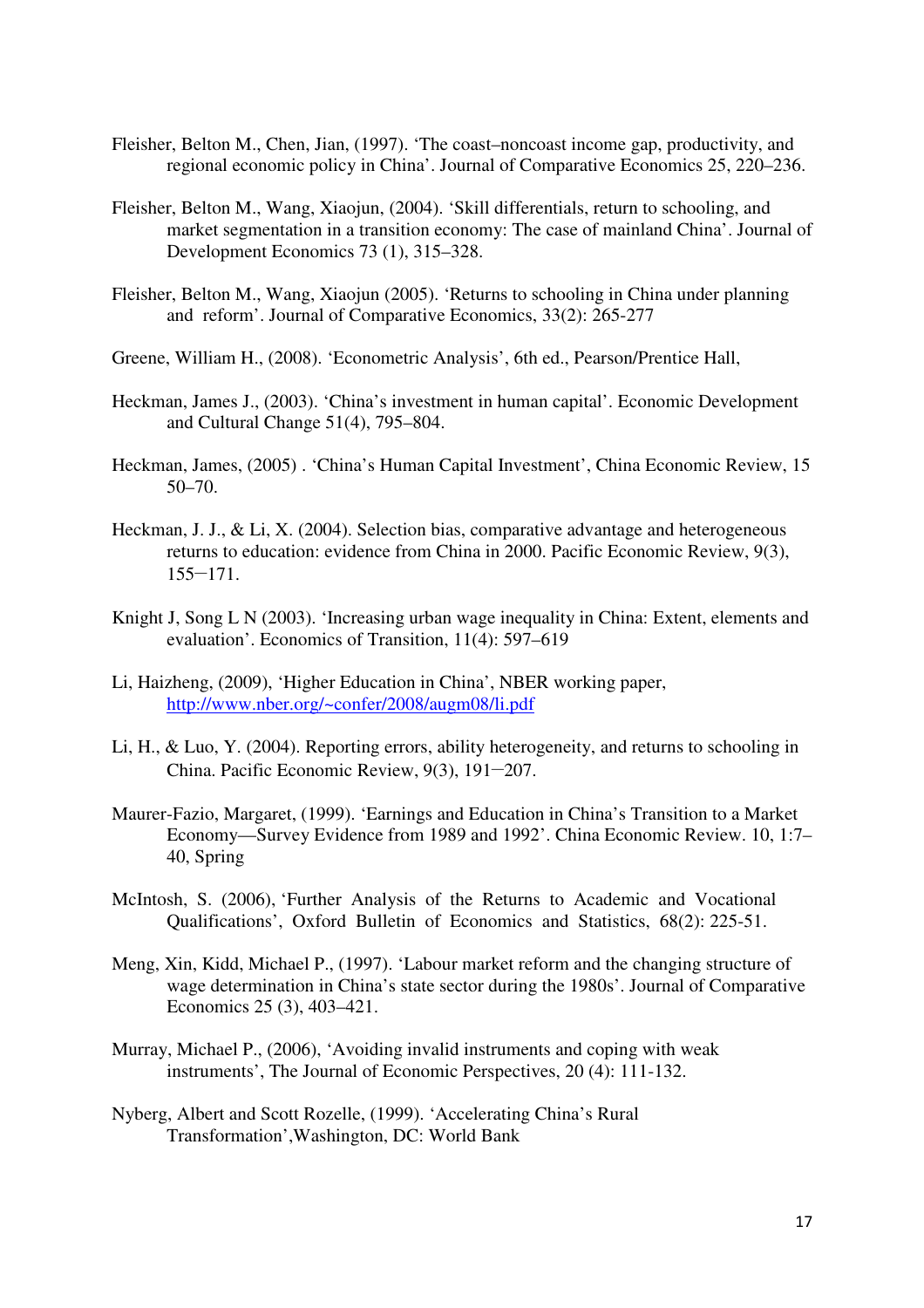Fleisher, Belton M., Chen, Jian, (1997). 'The coast–noncoast income gap, productivity, and regional economic policy in China'. Journal of Comparative Economics 25, 220–236.

Fleisher, Belton M., Wang, Xiaojun, (2004). 'Skill differentials, return to schooling, and market segmentation in a transition economy: The case of mainland China'. Journal of Development Economics 73 (1), 315–328.

Fleisher, Belton M., Wang, Xiaojun (2005). 'Returns to schooling in China under planning and reform'. Journal of Comparative Economics, 33(2): 265-277

Greene, William H., (2008). 'Econometric Analysis', 6th ed., Pearson/Prentice Hall,

Heckman, James J., (2003). 'China's investment in human capital'. Economic Development and Cultural Change 51(4), 795–804.

Heckman, James, (2005) . 'China's Human Capital Investment', China Economic Review, 15 50–70.

Heckman, J. J., & Li, X. (2004). Selection bias, comparative advantage and heterogeneous returns to education: evidence from China in 2000. Pacific Economic Review, 9(3), 155−171.

Knight J, Song L N (2003). 'Increasing urban wage inequality in China: Extent, elements and evaluation'. Economics of Transition, 11(4): 597–619

Li, Haizheng, (2009), 'Higher Education in China', NBER working paper, http://www.nber.org/~confer/2008/augm08/li.pdf

Li, H., & Luo, Y. (2004). Reporting errors, ability heterogeneity, and returns to schooling in China. Pacific Economic Review, 9(3), 191−207.

Maurer-Fazio, Margaret, (1999). 'Earnings and Education in China's Transition to a Market Economy—Survey Evidence from 1989 and 1992'. China Economic Review. 10, 1:7–40, Spring

McIntosh, S. (2006), 'Further Analysis of the Returns to Academic and Vocational Qualifications', Oxford Bulletin of Economics and Statistics, 68(2): 225-51.

Meng, Xin, Kidd, Michael P., (1997). 'Labour market reform and the changing structure of wage determination in China's state sector during the 1980s'. Journal of Comparative Economics 25 (3), 403–421.

Murray, Michael P., (2006), 'Avoiding invalid instruments and coping with weak instruments', The Journal of Economic Perspectives, 20 (4): 111-132.

Nyberg, Albert and Scott Rozelle, (1999). 'Accelerating China's Rural Transformation',Washington, DC: World Bank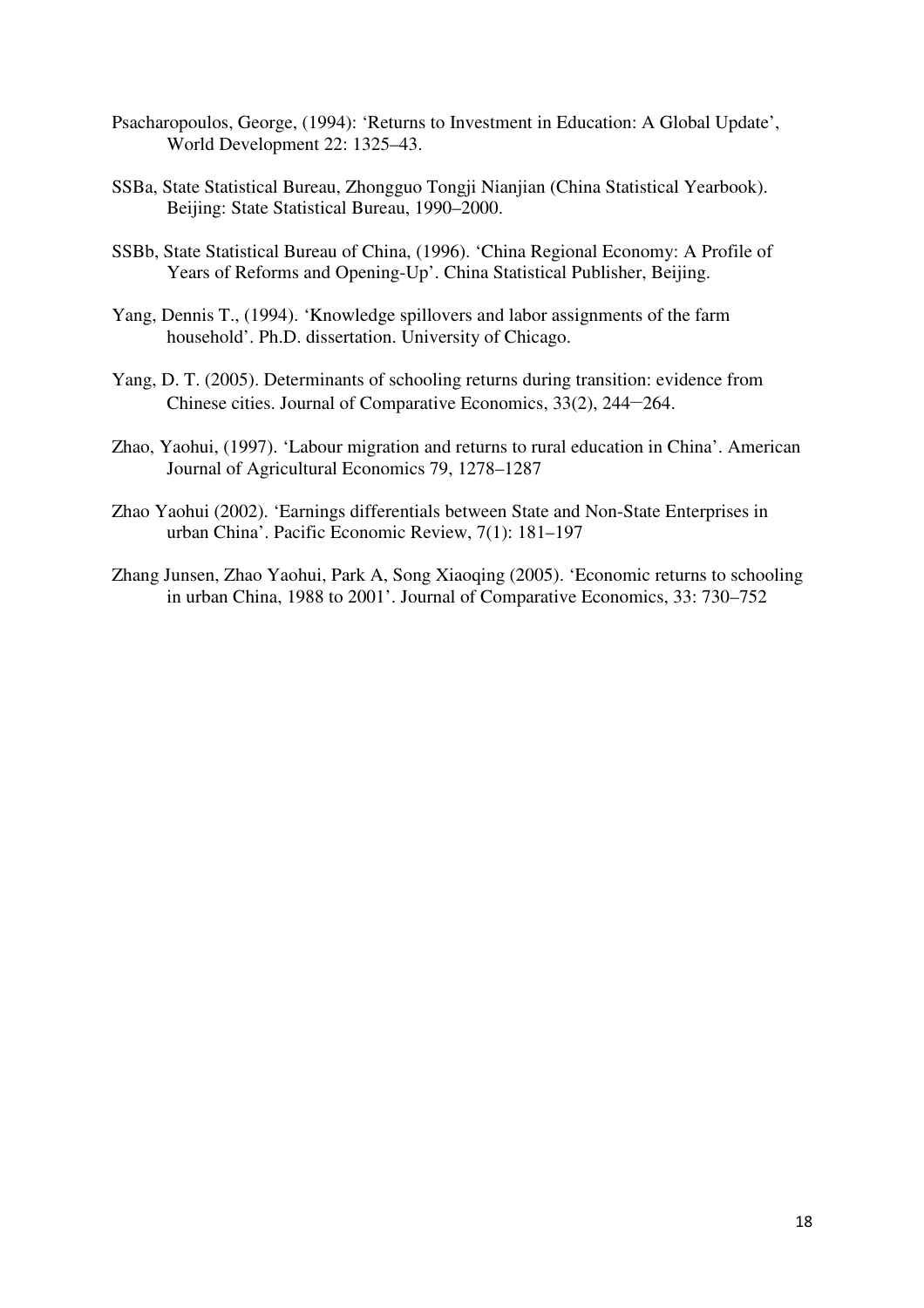Psacharopoulos, George, (1994): 'Returns to Investment in Education: A Global Update', World Development 22: 1325–43.

SSBa, State Statistical Bureau, Zhongguo Tongji Nianjian (China Statistical Yearbook). Beijing: State Statistical Bureau, 1990–2000.

SSBb, State Statistical Bureau of China, (1996). 'China Regional Economy: A Profile of Years of Reforms and Opening-Up'. China Statistical Publisher, Beijing.

Yang, Dennis T., (1994). 'Knowledge spillovers and labor assignments of the farm household'. Ph.D. dissertation. University of Chicago.

Yang, D. T. (2005). Determinants of schooling returns during transition: evidence from Chinese cities. Journal of Comparative Economics, 33(2), 244–264.

Zhao, Yaohui, (1997). 'Labour migration and returns to rural education in China'. American Journal of Agricultural Economics 79, 1278–1287

Zhao Yaohui (2002). 'Earnings differentials between State and Non-State Enterprises in urban China'. Pacific Economic Review, 7(1): 181–197

Zhang Junsen, Zhao Yaohui, Park A, Song Xiaoqing (2005). 'Economic returns to schooling in urban China, 1988 to 2001'. Journal of Comparative Economics, 33: 730–752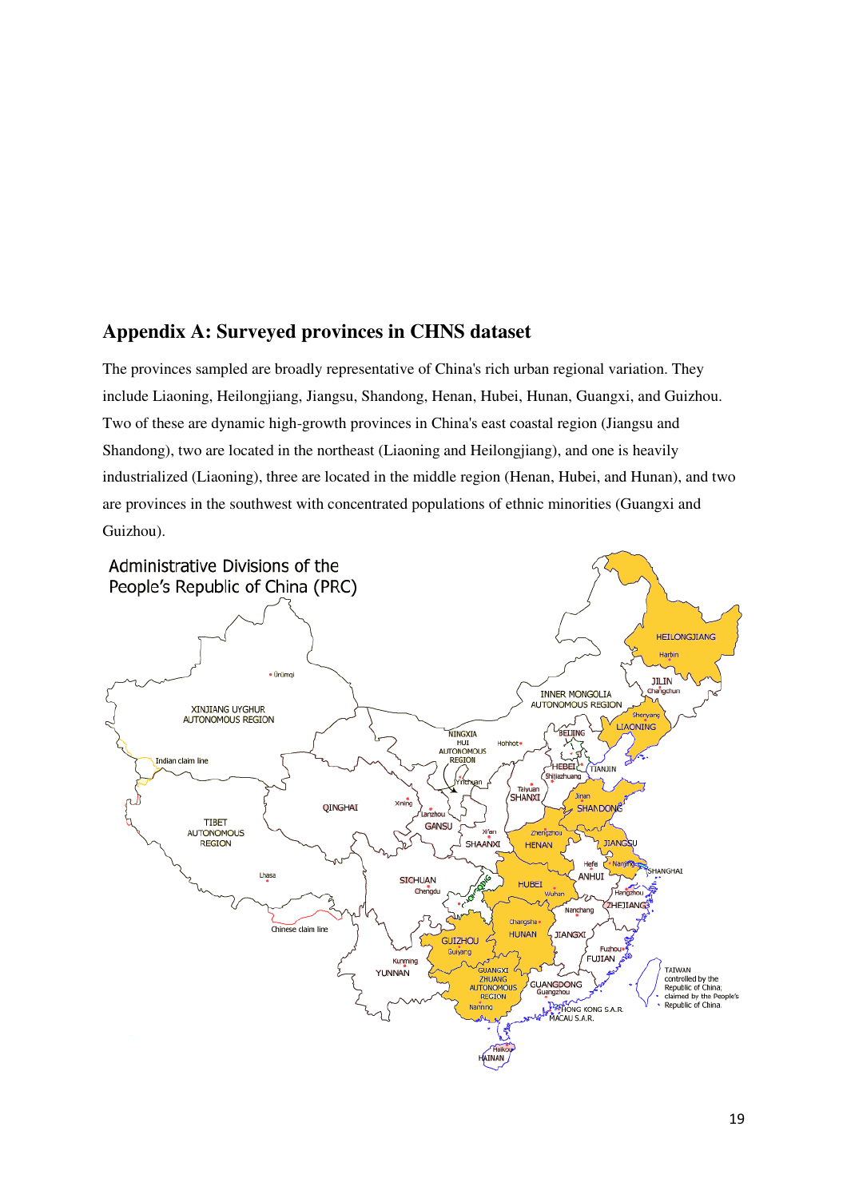## Appendix A: Surveyed provinces in CHNS dataset

The provinces sampled are broadly representative of China's rich urban regional variation. They include Liaoning, Heilongjiang, Jiangsu, Shandong, Henan, Hubei, Hunan, Guangxi, and Guizhou. Two of these are dynamic high-growth provinces in China's east coastal region (Jiangsu and Shandong), two are located in the northeast (Liaoning and Heilongjiang), and one is heavily industrialized (Liaoning), three are located in the middle region (Henan, Hubei, and Hunan), and two are provinces in the southwest with concentrated populations of ethnic minorities (Guangxi and Guizhou).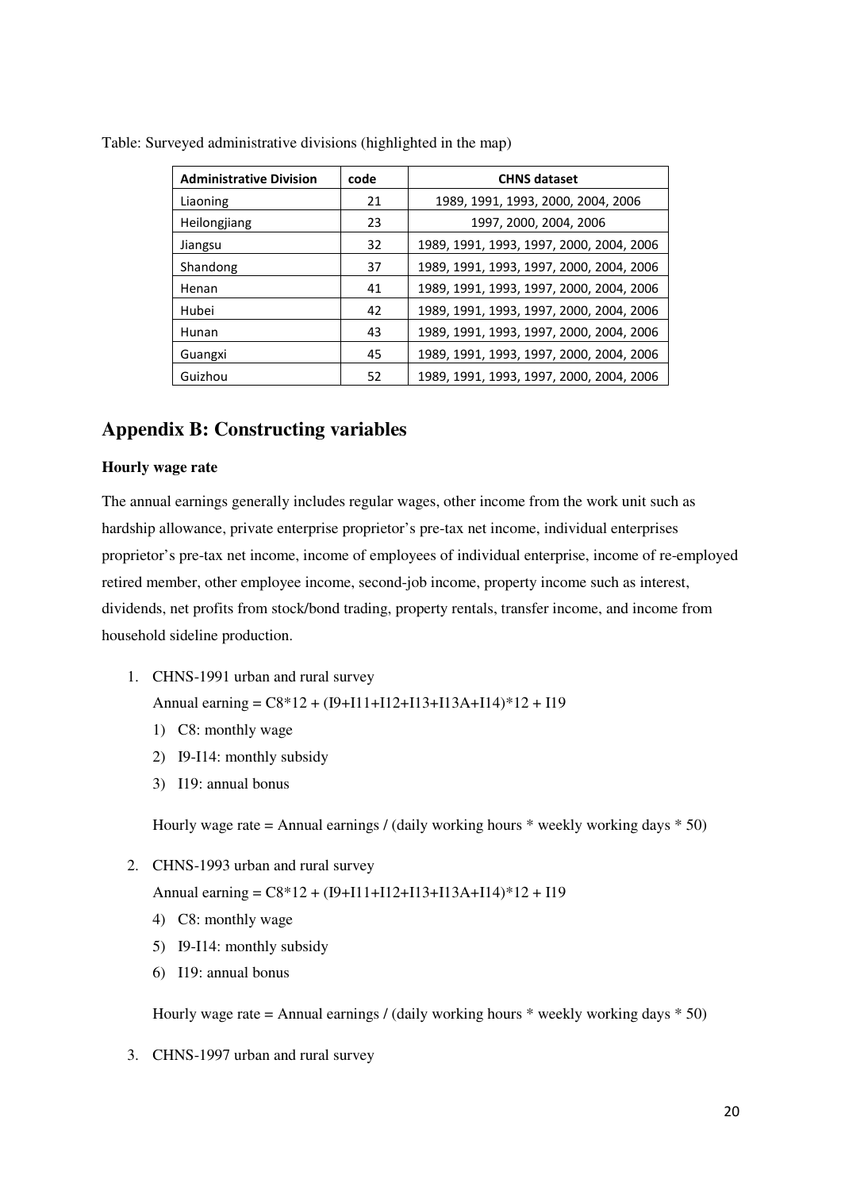Table: Surveyed administrative divisions (highlighted in the map)

| Administrative Division | code | CHNS dataset |
|---|---|---|
| Liaoning | 21 | 1989, 1991, 1993, 2000, 2004, 2006 |
| Heilongjiang | 23 | 1997, 2000, 2004, 2006 |
| Jiangsu | 32 | 1989, 1991, 1993, 1997, 2000, 2004, 2006 |
| Shandong | 37 | 1989, 1991, 1993, 1997, 2000, 2004, 2006 |
| Henan | 41 | 1989, 1991, 1993, 1997, 2000, 2004, 2006 |
| Hubei | 42 | 1989, 1991, 1993, 1997, 2000, 2004, 2006 |
| Hunan | 43 | 1989, 1991, 1993, 1997, 2000, 2004, 2006 |
| Guangxi | 45 | 1989, 1991, 1993, 1997, 2000, 2004, 2006 |
| Guizhou | 52 | 1989, 1991, 1993, 1997, 2000, 2004, 2006 |

## Appendix B: Constructing variables

**Hourly wage rate**

The annual earnings generally includes regular wages, other income from the work unit such as hardship allowance, private enterprise proprietor's pre-tax net income, individual enterprises proprietor's pre-tax net income, income of employees of individual enterprise, income of re-employed retired member, other employee income, second-job income, property income such as interest, dividends, net profits from stock/bond trading, property rentals, transfer income, and income from household sideline production.

1. CHNS-1991 urban and rural survey

   Annual earning = C8*12 + (I9+I11+I12+I13+I13A+I14)*12 + I19

   1) C8: monthly wage
   2) I9-I14: monthly subsidy
   3) I19: annual bonus

   Hourly wage rate = Annual earnings / (daily working hours * weekly working days * 50)

2. CHNS-1993 urban and rural survey

   Annual earning = C8*12 + (I9+I11+I12+I13+I13A+I14)*12 + I19

   4) C8: monthly wage
   5) I9-I14: monthly subsidy
   6) I19: annual bonus

   Hourly wage rate = Annual earnings / (daily working hours * weekly working days * 50)

3. CHNS-1997 urban and rural survey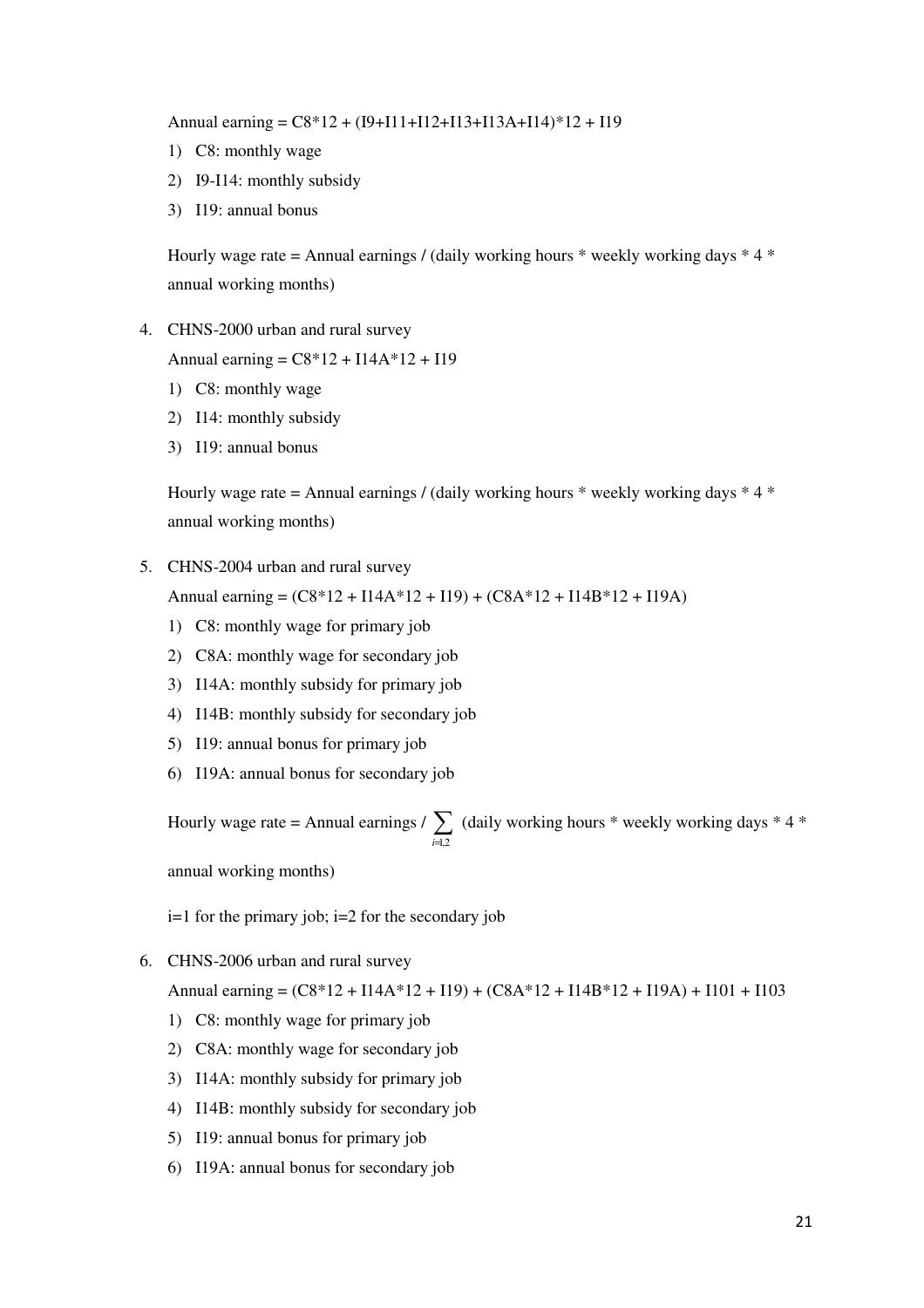Annual earning = C8*12 + (I9+I11+I12+I13+I13A+I14)*12 + I19

1) C8: monthly wage
2) I9-I14: monthly subsidy
3) I19: annual bonus

Hourly wage rate = Annual earnings / (daily working hours * weekly working days * 4 * annual working months)

4. CHNS-2000 urban and rural survey

   Annual earning = C8*12 + I14A*12 + I19

   1) C8: monthly wage
   2) I14: monthly subsidy
   3) I19: annual bonus

   Hourly wage rate = Annual earnings / (daily working hours * weekly working days * 4 * annual working months)

5. CHNS-2004 urban and rural survey

   Annual earning = (C8*12 + I14A*12 + I19) + (C8A*12 + I14B*12 + I19A)

   1) C8: monthly wage for primary job
   2) C8A: monthly wage for secondary job
   3) I14A: monthly subsidy for primary job
   4) I14B: monthly subsidy for secondary job
   5) I19: annual bonus for primary job
   6) I19A: annual bonus for secondary job

   Hourly wage rate = Annual earnings / $\sum_{i=1,2}$ (daily working hours * weekly working days * 4 * annual working months)

   i=1 for the primary job; i=2 for the secondary job

6. CHNS-2006 urban and rural survey

   Annual earning = (C8*12 + I14A*12 + I19) + (C8A*12 + I14B*12 + I19A) + I101 + I103

   1) C8: monthly wage for primary job
   2) C8A: monthly wage for secondary job
   3) I14A: monthly subsidy for primary job
   4) I14B: monthly subsidy for secondary job
   5) I19: annual bonus for primary job
   6) I19A: annual bonus for secondary job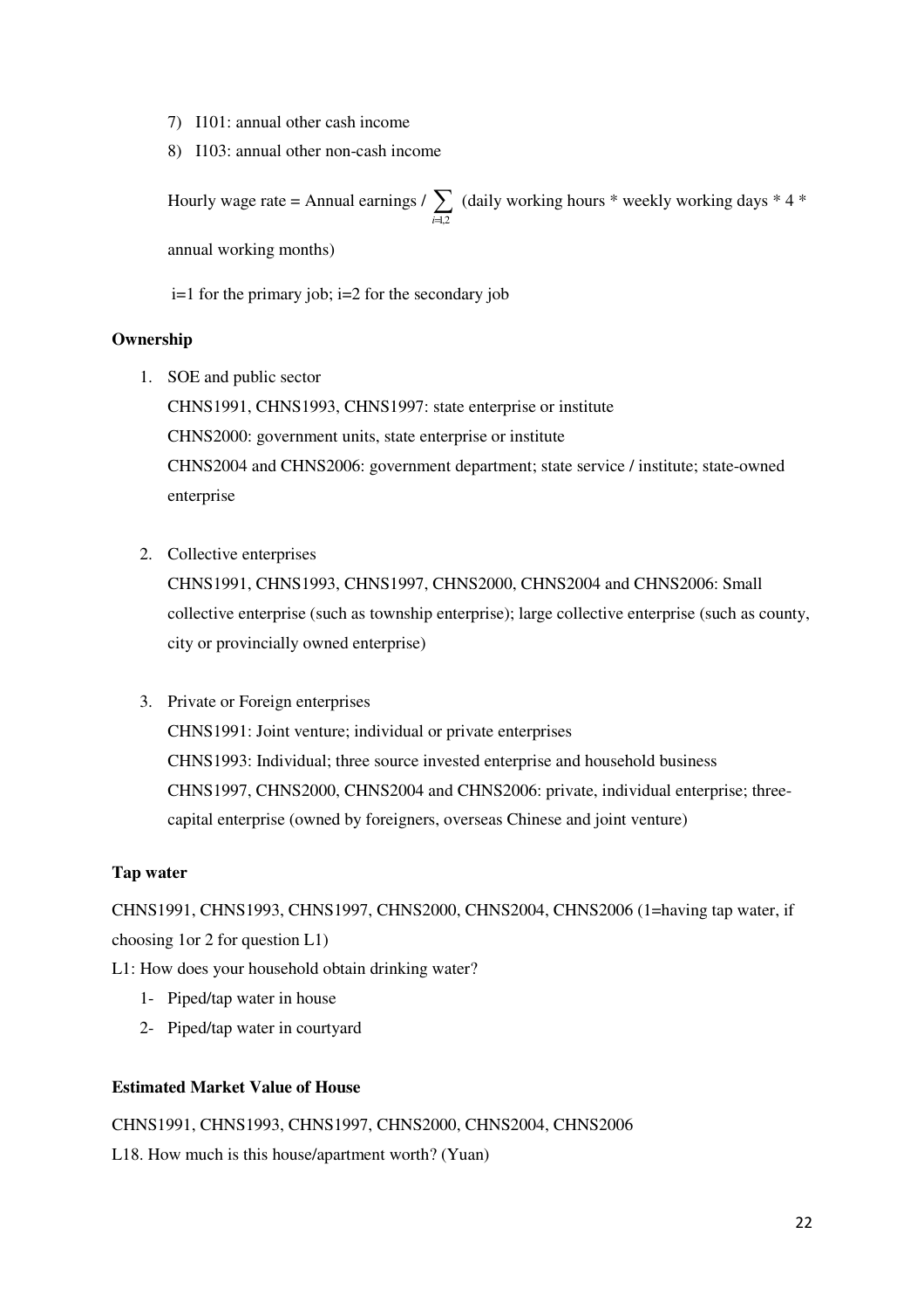7) I101: annual other cash income
8) I103: annual other non-cash income

Hourly wage rate = Annual earnings / $\sum_{i=1,2}$ (daily working hours * weekly working days * 4 * annual working months)

i=1 for the primary job; i=2 for the secondary job

**Ownership**

1. SOE and public sector
   CHNS1991, CHNS1993, CHNS1997: state enterprise or institute
   CHNS2000: government units, state enterprise or institute
   CHNS2004 and CHNS2006: government department; state service / institute; state-owned enterprise

2. Collective enterprises
   CHNS1991, CHNS1993, CHNS1997, CHNS2000, CHNS2004 and CHNS2006: Small collective enterprise (such as township enterprise); large collective enterprise (such as county, city or provincially owned enterprise)

3. Private or Foreign enterprises
   CHNS1991: Joint venture; individual or private enterprises
   CHNS1993: Individual; three source invested enterprise and household business
   CHNS1997, CHNS2000, CHNS2004 and CHNS2006: private, individual enterprise; three-capital enterprise (owned by foreigners, overseas Chinese and joint venture)

**Tap water**

CHNS1991, CHNS1993, CHNS1997, CHNS2000, CHNS2004, CHNS2006 (1=having tap water, if choosing 1or 2 for question L1)

L1: How does your household obtain drinking water?

1- Piped/tap water in house
2- Piped/tap water in courtyard

**Estimated Market Value of House**

CHNS1991, CHNS1993, CHNS1997, CHNS2000, CHNS2004, CHNS2006

L18. How much is this house/apartment worth? (Yuan)